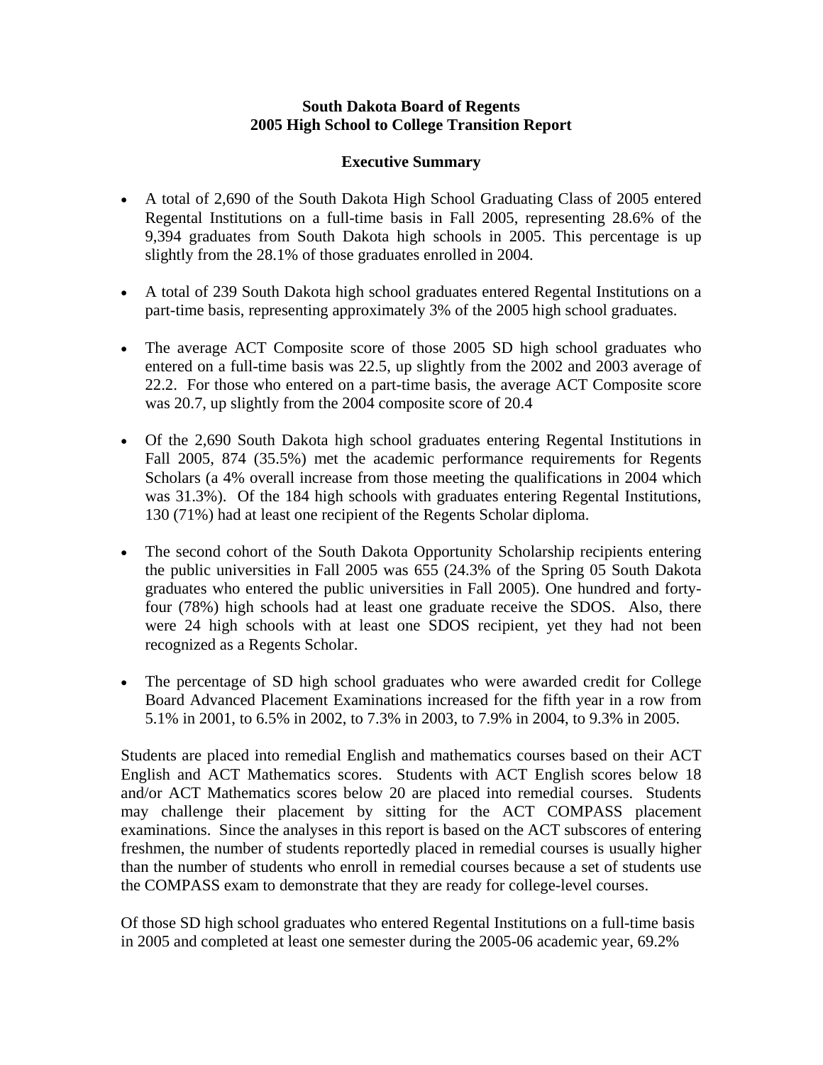# South Dakota Board of Regents
## 2005 High School to College Transition Report

### Executive Summary

- A total of 2,690 of the South Dakota High School Graduating Class of 2005 entered Regental Institutions on a full-time basis in Fall 2005, representing 28.6% of the 9,394 graduates from South Dakota high schools in 2005. This percentage is up slightly from the 28.1% of those graduates enrolled in 2004.

- A total of 239 South Dakota high school graduates entered Regental Institutions on a part-time basis, representing approximately 3% of the 2005 high school graduates.

- The average ACT Composite score of those 2005 SD high school graduates who entered on a full-time basis was 22.5, up slightly from the 2002 and 2003 average of 22.2. For those who entered on a part-time basis, the average ACT Composite score was 20.7, up slightly from the 2004 composite score of 20.4

- Of the 2,690 South Dakota high school graduates entering Regental Institutions in Fall 2005, 874 (35.5%) met the academic performance requirements for Regents Scholars (a 4% overall increase from those meeting the qualifications in 2004 which was 31.3%). Of the 184 high schools with graduates entering Regental Institutions, 130 (71%) had at least one recipient of the Regents Scholar diploma.

- The second cohort of the South Dakota Opportunity Scholarship recipients entering the public universities in Fall 2005 was 655 (24.3% of the Spring 05 South Dakota graduates who entered the public universities in Fall 2005). One hundred and forty-four (78%) high schools had at least one graduate receive the SDOS. Also, there were 24 high schools with at least one SDOS recipient, yet they had not been recognized as a Regents Scholar.

- The percentage of SD high school graduates who were awarded credit for College Board Advanced Placement Examinations increased for the fifth year in a row from 5.1% in 2001, to 6.5% in 2002, to 7.3% in 2003, to 7.9% in 2004, to 9.3% in 2005.

Students are placed into remedial English and mathematics courses based on their ACT English and ACT Mathematics scores. Students with ACT English scores below 18 and/or ACT Mathematics scores below 20 are placed into remedial courses. Students may challenge their placement by sitting for the ACT COMPASS placement examinations. Since the analyses in this report is based on the ACT subscores of entering freshmen, the number of students reportedly placed in remedial courses is usually higher than the number of students who enroll in remedial courses because a set of students use the COMPASS exam to demonstrate that they are ready for college-level courses.

Of those SD high school graduates who entered Regental Institutions on a full-time basis in 2005 and completed at least one semester during the 2005-06 academic year, 69.2%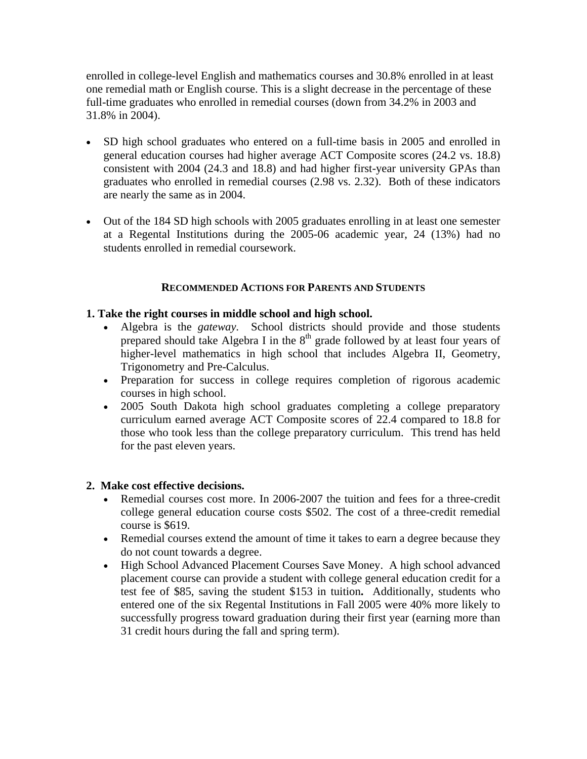enrolled in college-level English and mathematics courses and 30.8% enrolled in at least one remedial math or English course. This is a slight decrease in the percentage of these full-time graduates who enrolled in remedial courses (down from 34.2% in 2003 and 31.8% in 2004).

- SD high school graduates who entered on a full-time basis in 2005 and enrolled in general education courses had higher average ACT Composite scores (24.2 vs. 18.8) consistent with 2004 (24.3 and 18.8) and had higher first-year university GPAs than graduates who enrolled in remedial courses (2.98 vs. 2.32). Both of these indicators are nearly the same as in 2004.

- Out of the 184 SD high schools with 2005 graduates enrolling in at least one semester at a Regental Institutions during the 2005-06 academic year, 24 (13%) had no students enrolled in remedial coursework.

## RECOMMENDED ACTIONS FOR PARENTS AND STUDENTS

**1. Take the right courses in middle school and high school.**

- Algebra is the *gateway.* School districts should provide and those students prepared should take Algebra I in the 8th grade followed by at least four years of higher-level mathematics in high school that includes Algebra II, Geometry, Trigonometry and Pre-Calculus.
- Preparation for success in college requires completion of rigorous academic courses in high school.
- 2005 South Dakota high school graduates completing a college preparatory curriculum earned average ACT Composite scores of 22.4 compared to 18.8 for those who took less than the college preparatory curriculum. This trend has held for the past eleven years.

**2. Make cost effective decisions.**

- Remedial courses cost more. In 2006-2007 the tuition and fees for a three-credit college general education course costs $502. The cost of a three-credit remedial course is $619.
- Remedial courses extend the amount of time it takes to earn a degree because they do not count towards a degree.
- High School Advanced Placement Courses Save Money. A high school advanced placement course can provide a student with college general education credit for a test fee of $85, saving the student $153 in tuition**.** Additionally, students who entered one of the six Regental Institutions in Fall 2005 were 40% more likely to successfully progress toward graduation during their first year (earning more than 31 credit hours during the fall and spring term).